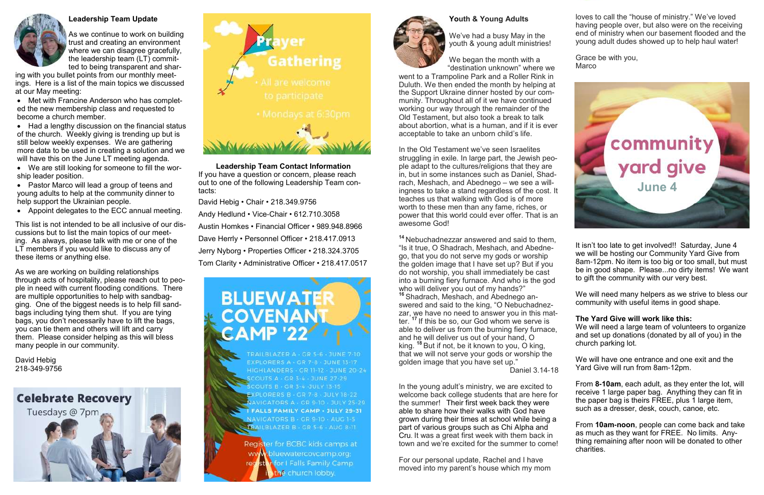### Leadership Team Update

As we continue to work on building trust and creating an environment where we can disagree gracefully, the leadership team (LT) committed to being transparent and sharing with you bullet points from our monthly meetings. Here is a list of the main topics we discussed at our May meeting:

- Met with Francine Anderson who has completed the new membership class and requested to become a church member.
- Had a lengthy discussion on the financial status of the church. Weekly giving is trending up but is still below weekly expenses. We are gathering more data to be used in creating a solution and we will have this on the June LT meeting agenda.
- We are still looking for someone to fill the worship leader position.
- Pastor Marco will lead a group of teens and young adults to help at the community dinner to help support the Ukrainian people.
- Appoint delegates to the ECC annual meeting.

This list is not intended to be all inclusive of our discussions but to list the main topics of our meeting. As always, please talk with me or one of the LT members if you would like to discuss any of these items or anything else.

As we are working on building relationships through acts of hospitality, please reach out to people in need with current flooding conditions. There are multiple opportunities to help with sandbagging. One of the biggest needs is to help fill sandbags including tying them shut. If you are tying bags, you don't necessarily have to lift the bags, you can tie them and others will lift and carry them. Please consider helping as this will bless many people in our community.

David Hebig
218-349-9756

**Celebrate Recovery**
Tuesdays @ 7pm

**Prayer Gathering**

- All are welcome to participate
- Mondays at 6:30pm

**Leadership Team Contact Information**

If you have a question or concern, please reach out to one of the following Leadership Team contacts:

David Hebig • Chair • 218.349.9756

Andy Hedlund • Vice-Chair • 612.710.3058

Austin Homkes • Financial Officer • 989.948.8966

Dave Herrly • Personnel Officer • 218.417.0913

Jerry Nyborg • Properties Officer • 218.324.3705

Tom Clarity • Administrative Officer • 218.417.0517

**BLUEWATER COVENANT CAMP '22**

TRAILBLAZER A · GR 5-6 · JUNE 7-10
EXPLORERS A · GR 7-8 · JUNE 13-17
HIGHLANDERS · GR 11-12 · JUNE 20-24
SCOUTS A · GR 3-4 · JUNE 27-29
SCOUTS B · GR 3-4 · JULY 13-15
EXPLORERS B · GR 7-8 · JULY 18-22
NAVICATORS A · GR 9-10 · JULY 25-29
I FALLS FAMILY CAMP · JULY 29-31
NAVICATORS B · GR 9-10 · AUG 1-5
TRAILBLAZER B · GR 5-6 · AUG 8-11

Register for BCBC kids camps at www.bluewatercovcamp.org; register for I Falls Family Camp in the church lobby.

### Youth & Young Adults

We've had a busy May in the youth & young adult ministries!

We began the month with a "destination unknown" where we went to a Trampoline Park and a Roller Rink in Duluth. We then ended the month by helping at the Support Ukraine dinner hosted by our community. Throughout all of it we have continued working our way through the remainder of the Old Testament, but also took a break to talk about abortion, what is a human, and if it is ever acceptable to take an unborn child's life.

In the Old Testament we've seen Israelites struggling in exile. In large part, the Jewish people adapt to the cultures/religions that they are in, but in some instances such as Daniel, Shadrach, Meshach, and Abednego – we see a willingness to take a stand regardless of the cost. It teaches us that walking with God is of more worth to these men than any fame, riches, or power that this world could ever offer. That is an awesome God!

[14] Nebuchadnezzar answered and said to them, "Is it true, O Shadrach, Meshach, and Abednego, that you do not serve my gods or worship the golden image that I have set up? But if you do not worship, you shall immediately be cast into a burning fiery furnace. And who is the god who will deliver you out of my hands?" [16] Shadrach, Meshach, and Abednego answered and said to the king, "O Nebuchadnezzar, we have no need to answer you in this matter. [17] If this be so, our God whom we serve is able to deliver us from the burning fiery furnace, and he will deliver us out of your hand, O king. [18] But if not, be it known to you, O king, that we will not serve your gods or worship the golden image that you have set up."

Daniel 3.14-18

In the young adult's ministry, we are excited to welcome back college students that are here for the summer! Their first week back they were able to share how their walks with God have grown during their times at school while being a part of various groups such as Chi Alpha and Cru. It was a great first week with them back in town and we're excited for the summer to come!

For our personal update, Rachel and I have moved into my parent's house which my mom loves to call the "house of ministry." We've loved having people over, but also were on the receiving end of ministry when our basement flooded and the young adult dudes showed up to help haul water!

Grace be with you,
Marco

**community yard give**
**June 4**

It isn't too late to get involved!! Saturday, June 4 we will be hosting our Community Yard Give from 8am-12pm. No item is too big or too small, but must be in good shape. Please...no dirty items! We want to gift the community with our very best.

We will need many helpers as we strive to bless our community with useful items in good shape.

**The Yard Give will work like this:**

We will need a large team of volunteers to organize and set up donations (donated by all of you) in the church parking lot.

We will have one entrance and one exit and the Yard Give will run from 8am-12pm.

From **8-10am**, each adult, as they enter the lot, will receive 1 large paper bag. Anything they can fit in the paper bag is theirs FREE, plus 1 large item, such as a dresser, desk, couch, canoe, etc.

From **10am-noon**, people can come back and take as much as they want for FREE. No limits. Anything remaining after noon will be donated to other charities.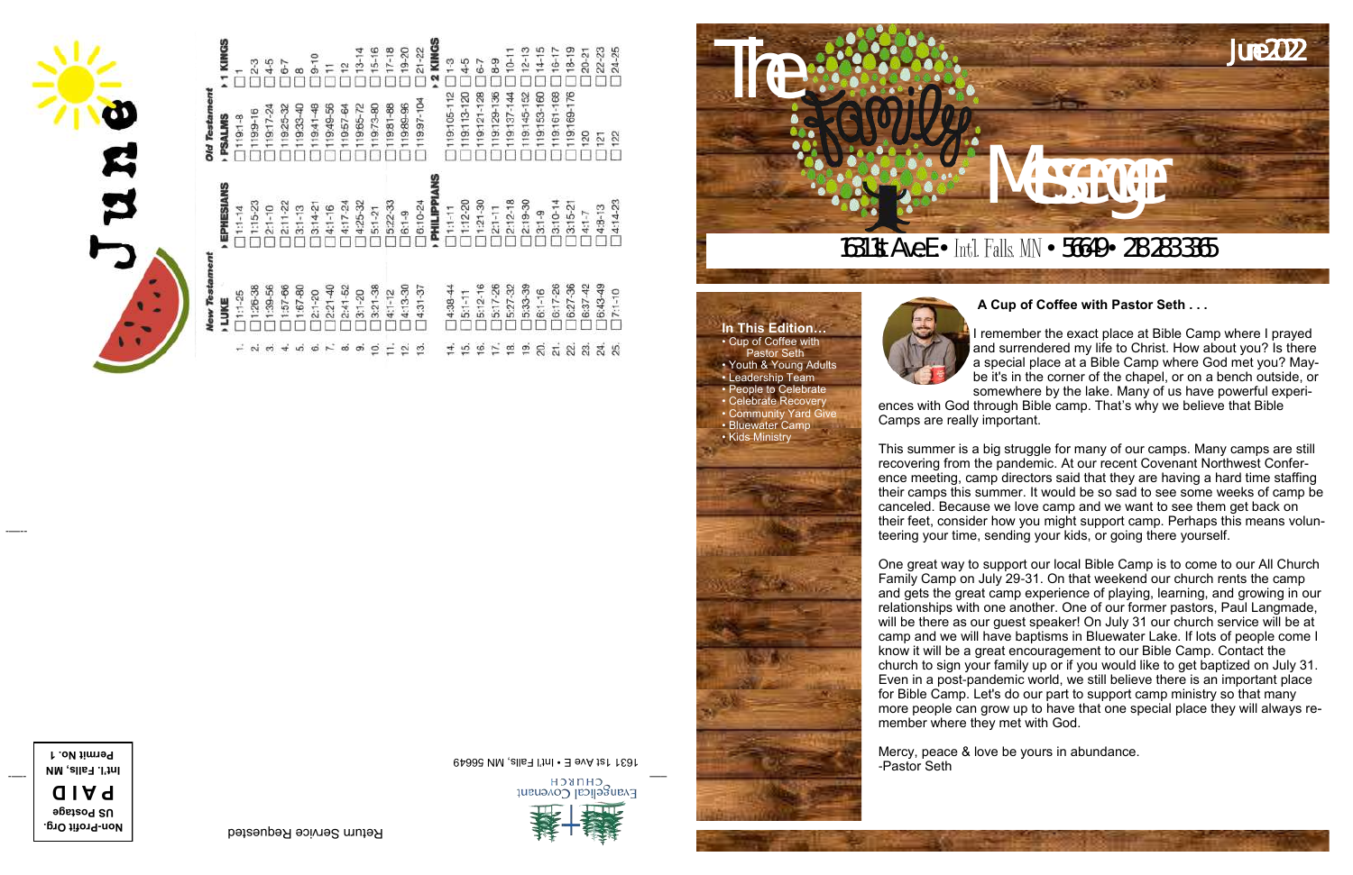# The Family Messenger

June 2022

1631 1st Ave E • Intl. Falls MN • 56649 • 218 283 3365

**In This Edition…**

- Cup of Coffee with Pastor Seth
- Youth & Young Adults
- Leadership Team
- People to Celebrate
- Celebrate Recovery
- Community Yard Give
- Bluewater Camp
- Kids Ministry

## A Cup of Coffee with Pastor Seth . . .

I remember the exact place at Bible Camp where I prayed and surrendered my life to Christ. How about you? Is there a special place at a Bible Camp where God met you? Maybe it's in the corner of the chapel, or on a bench outside, or somewhere by the lake. Many of us have powerful experiences with God through Bible camp. That's why we believe that Bible Camps are really important.

This summer is a big struggle for many of our camps. Many camps are still recovering from the pandemic. At our recent Covenant Northwest Conference meeting, camp directors said that they are having a hard time staffing their camps this summer. It would be so sad to see some weeks of camp be canceled. Because we love camp and we want to see them get back on their feet, consider how you might support camp. Perhaps this means volunteering your time, sending your kids, or going there yourself.

One great way to support our local Bible Camp is to come to our All Church Family Camp on July 29-31. On that weekend our church rents the camp and gets the great camp experience of playing, learning, and growing in our relationships with one another. One of our former pastors, Paul Langmade, will be there as our guest speaker! On July 31 our church service will be at camp and we will have baptisms in Bluewater Lake. If lots of people come I know it will be a great encouragement to our Bible Camp. Contact the church to sign your family up or if you would like to get baptized on July 31. Even in a post-pandemic world, we still believe there is an important place for Bible Camp. Let's do our part to support camp ministry so that many more people can grow up to have that one special place they will always remember where they met with God.

Mercy, peace & love be yours in abundance.
-Pastor Seth

---

# June

| | *New Testament* | | *Old Testament* | |
|---|---|---|---|---|
| | **▸ LUKE** | **▸ EPHESIANS** | **▸ PSALMS** | **▸ 1 KINGS** |
| 1. | ☐ 1:1-25 | ☐ 1:1-14 | ☐ 119:1-8 | ☐ 1 |
| 2. | ☐ 1:26-38 | ☐ 1:15-23 | ☐ 119:9-16 | ☐ 2-3 |
| 3. | ☐ 1:39-56 | ☐ 2:1-10 | ☐ 119:17-24 | ☐ 4-5 |
| 4. | ☐ 1:57-66 | ☐ 2:11-22 | ☐ 119:25-32 | ☐ 6-7 |
| 5. | ☐ 1:67-80 | ☐ 3:1-13 | ☐ 119:33-40 | ☐ 8 |
| 6. | ☐ 2:1-20 | ☐ 3:14-21 | ☐ 119:41-48 | ☐ 9-10 |
| 7. | ☐ 2:21-40 | ☐ 4:1-16 | ☐ 119:49-56 | ☐ 11 |
| 8. | ☐ 2:41-52 | ☐ 4:17-24 | ☐ 119:57-64 | ☐ 12 |
| 9. | ☐ 3:1-20 | ☐ 4:25-32 | ☐ 119:65-72 | ☐ 13-14 |
| 10. | ☐ 3:21-38 | ☐ 5:1-21 | ☐ 119:73-80 | ☐ 15-16 |
| 11. | ☐ 4:1-12 | ☐ 5:22-33 | ☐ 119:81-88 | ☐ 17-18 |
| 12. | ☐ 4:13-30 | ☐ 6:1-9 | ☐ 119:89-96 | ☐ 19-20 |
| 13. | ☐ 4:31-37 | ☐ 6:10-24 | ☐ 119:97-104 | ☐ 21-22 |
| | | **▸ PHILIPPIANS** | | **▸ 2 KINGS** |
| 14. | ☐ 4:38-44 | ☐ 1:1-11 | ☐ 119:105-112 | ☐ 1-3 |
| 15. | ☐ 5:1-11 | ☐ 1:12-20 | ☐ 119:113-120 | ☐ 4-5 |
| 16. | ☐ 5:12-16 | ☐ 1:21-30 | ☐ 119:121-128 | ☐ 6-7 |
| 17. | ☐ 5:17-26 | ☐ 2:1-11 | ☐ 119:129-136 | ☐ 8-9 |
| 18. | ☐ 5:27-32 | ☐ 2:12-18 | ☐ 119:137-144 | ☐ 10-11 |
| 19. | ☐ 5:33-39 | ☐ 2:19-30 | ☐ 119:145-152 | ☐ 12-13 |
| 20. | ☐ 6:1-16 | ☐ 3:1-9 | ☐ 119:153-160 | ☐ 14-15 |
| 21. | ☐ 6:17-26 | ☐ 3:10-14 | ☐ 119:161-168 | ☐ 16-17 |
| 22. | ☐ 6:27-36 | ☐ 3:15-21 | ☐ 119:169-176 | ☐ 18-19 |
| 23. | ☐ 6:37-42 | ☐ 4:1-7 | ☐ 120 | ☐ 20-21 |
| 24. | ☐ 6:43-49 | ☐ 4:8-13 | ☐ 121 | ☐ 22-23 |
| 25. | ☐ 7:1-10 | ☐ 4:14-23 | ☐ 122 | ☐ 24-25 |

---

Evangelical Covenant Church
1631 1st Ave E • Int'l Falls, MN 56649

Return Service Requested

Non-Profit Org.
US Postage
PAID
Int'l. Falls, MN
Permit No. 1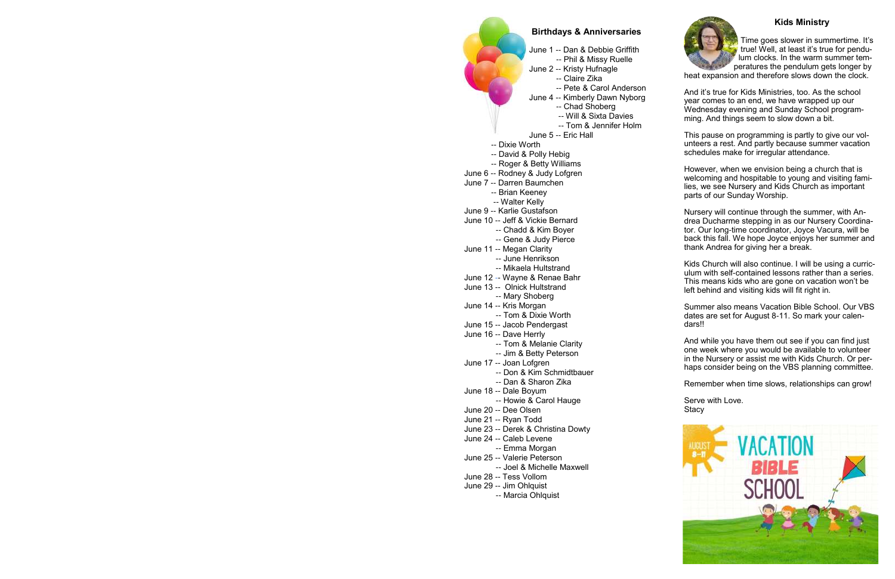## Birthdays & Anniversaries

June 1 -- Dan & Debbie Griffith
-- Phil & Missy Ruelle
June 2 -- Kristy Hufnagle
-- Claire Zika
-- Pete & Carol Anderson
June 4 -- Kimberly Dawn Nyborg
-- Chad Shoberg
-- Will & Sixta Davies
-- Tom & Jennifer Holm
June 5 -- Eric Hall
-- Dixie Worth
-- David & Polly Hebig
-- Roger & Betty Williams
June 6 -- Rodney & Judy Lofgren
June 7 -- Darren Baumchen
-- Brian Keeney
-- Walter Kelly
June 9 -- Karlie Gustafson
June 10 -- Jeff & Vickie Bernard
-- Chadd & Kim Boyer
-- Gene & Judy Pierce
June 11 -- Megan Clarity
-- June Henrikson
-- Mikaela Hultstrand
June 12 -- Wayne & Renae Bahr
June 13 -- Olnick Hultstrand
-- Mary Shoberg
June 14 -- Kris Morgan
-- Tom & Dixie Worth
June 15 -- Jacob Pendergast
June 16 -- Dave Herrly
-- Tom & Melanie Clarity
-- Jim & Betty Peterson
June 17 -- Joan Lofgren
-- Don & Kim Schmidtbauer
-- Dan & Sharon Zika
June 18 -- Dale Boyum
-- Howie & Carol Hauge
June 20 -- Dee Olsen
June 21 -- Ryan Todd
June 23 -- Derek & Christina Dowty
June 24 -- Caleb Levene
-- Emma Morgan
June 25 -- Valerie Peterson
-- Joel & Michelle Maxwell
June 28 -- Tess Vollom
June 29 -- Jim Ohlquist
-- Marcia Ohlquist

## Kids Ministry

Time goes slower in summertime. It's true! Well, at least it's true for pendulum clocks. In the warm summer temperatures the pendulum gets longer by heat expansion and therefore slows down the clock.

And it's true for Kids Ministries, too. As the school year comes to an end, we have wrapped up our Wednesday evening and Sunday School programming. And things seem to slow down a bit.

This pause on programming is partly to give our volunteers a rest. And partly because summer vacation schedules make for irregular attendance.

However, when we envision being a church that is welcoming and hospitable to young and visiting families, we see Nursery and Kids Church as important parts of our Sunday Worship.

Nursery will continue through the summer, with Andrea Ducharme stepping in as our Nursery Coordinator. Our long-time coordinator, Joyce Vacura, will be back this fall. We hope Joyce enjoys her summer and thank Andrea for giving her a break.

Kids Church will also continue. I will be using a curriculum with self-contained lessons rather than a series. This means kids who are gone on vacation won't be left behind and visiting kids will fit right in.

Summer also means Vacation Bible School. Our VBS dates are set for August 8-11. So mark your calendars!!

And while you have them out see if you can find just one week where you would be available to volunteer in the Nursery or assist me with Kids Church. Or perhaps consider being on the VBS planning committee.

Remember when time slows, relationships can grow!

Serve with Love.
Stacy

AUGUST 8-11
VACATION BIBLE SCHOOL